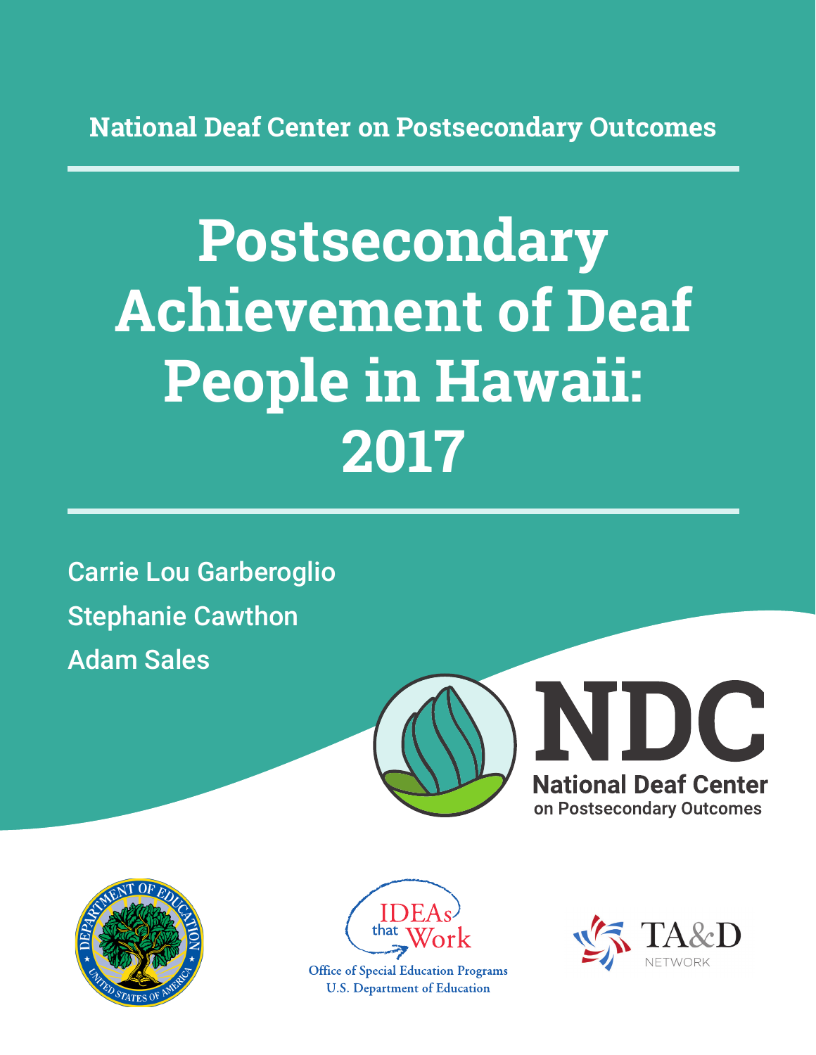National Deaf Center on Postsecondary Outcomes

# Postsecondary Achievement of Deaf People in Hawaii: 2017

Carrie Lou Garberoglio

Stephanie Cawthon

Adam Sales

NDC

National Deaf Center on Postsecondary Outcomes

IDEAs that Work

Office of Special Education Programs
U.S. Department of Education

TA&D NETWORK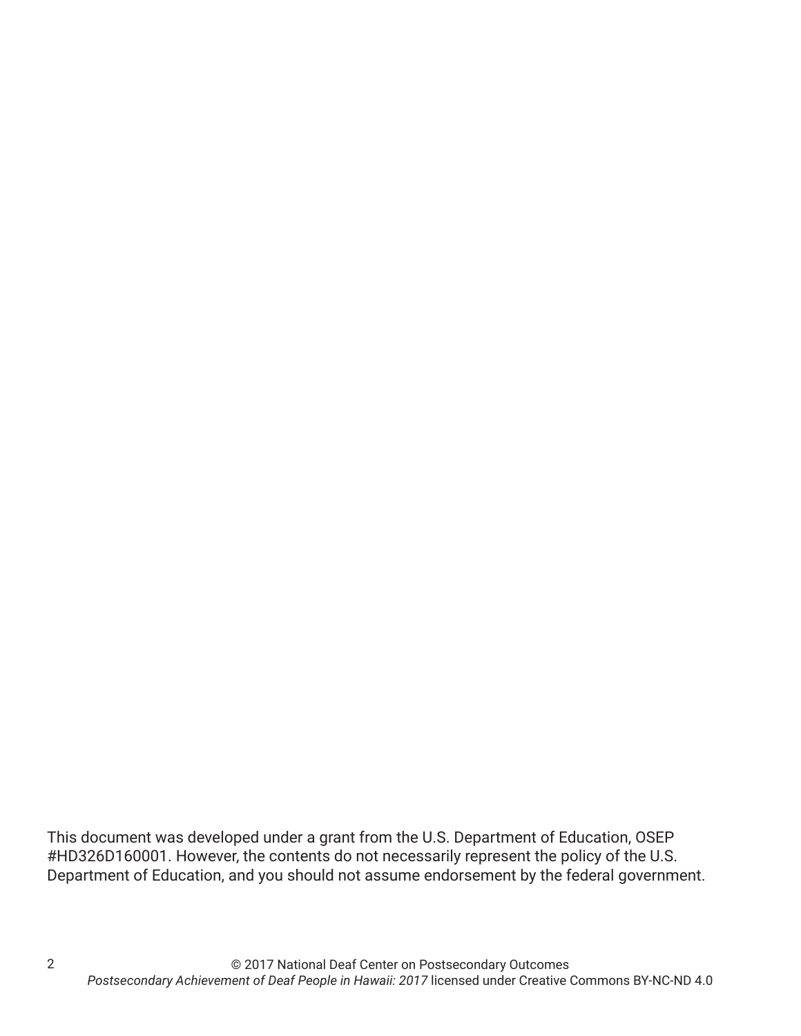This document was developed under a grant from the U.S. Department of Education, OSEP #HD326D160001. However, the contents do not necessarily represent the policy of the U.S. Department of Education, and you should not assume endorsement by the federal government.

© 2017 National Deaf Center on Postsecondary Outcomes
*Postsecondary Achievement of Deaf People in Hawaii: 2017* licensed under Creative Commons BY-NC-ND 4.0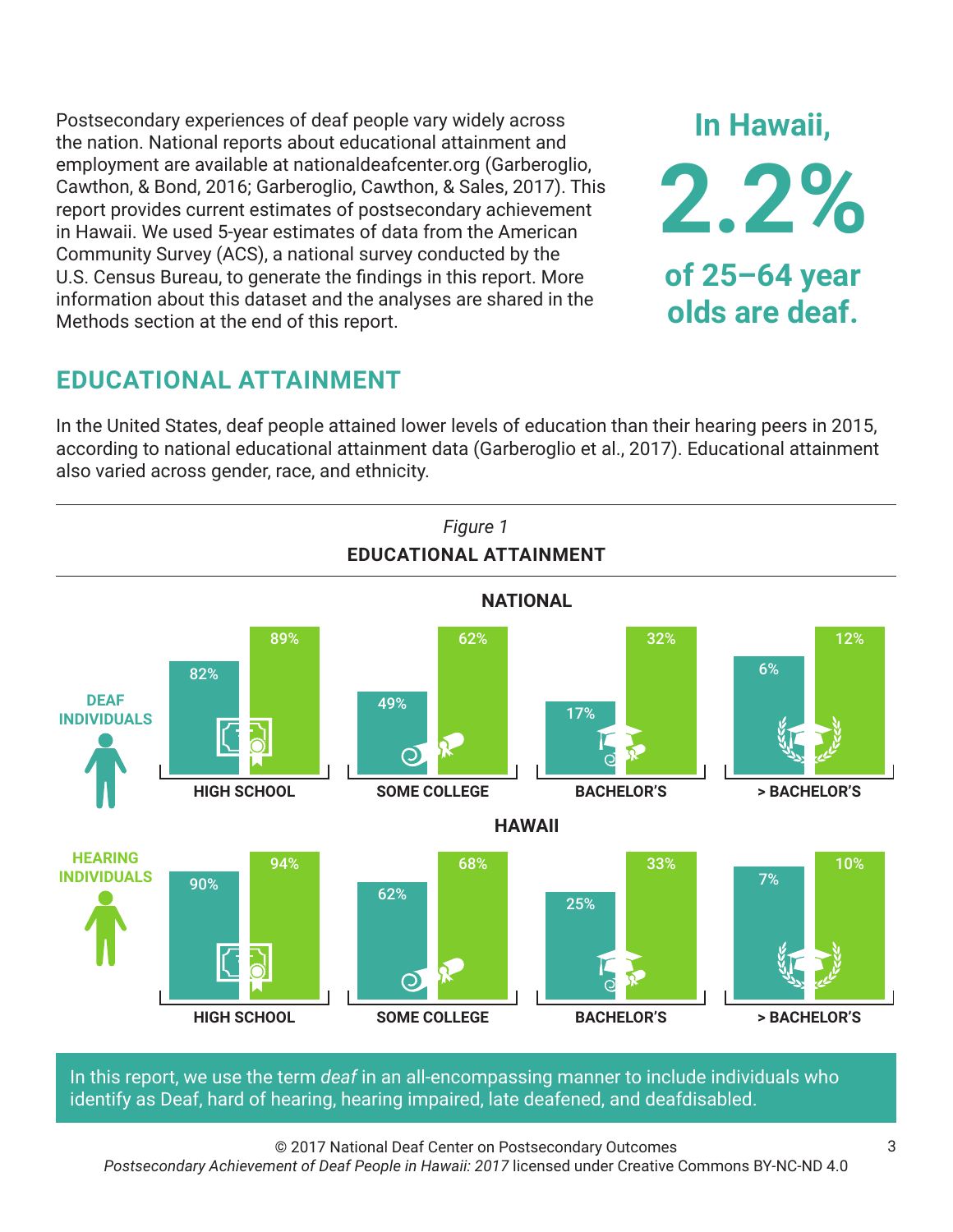Postsecondary experiences of deaf people vary widely across the nation. National reports about educational attainment and employment are available at nationaldeafcenter.org (Garberoglio, Cawthon, & Bond, 2016; Garberoglio, Cawthon, & Sales, 2017). This report provides current estimates of postsecondary achievement in Hawaii. We used 5-year estimates of data from the American Community Survey (ACS), a national survey conducted by the U.S. Census Bureau, to generate the findings in this report. More information about this dataset and the analyses are shared in the Methods section at the end of this report.

**In Hawaii, 2.2% of 25–64 year olds are deaf.**

## EDUCATIONAL ATTAINMENT

In the United States, deaf people attained lower levels of education than their hearing peers in 2015, according to national educational attainment data (Garberoglio et al., 2017). Educational attainment also varied across gender, race, and ethnicity.

*Figure 1*

**EDUCATIONAL ATTAINMENT**

**NATIONAL**

| | HIGH SCHOOL | SOME COLLEGE | BACHELOR'S | > BACHELOR'S |
|---|---|---|---|---|
| DEAF INDIVIDUALS | 82% | 49% | 17% | 6% |
| HEARING INDIVIDUALS | 89% | 62% | 32% | 12% |

**HAWAII**

| | HIGH SCHOOL | SOME COLLEGE | BACHELOR'S | > BACHELOR'S |
|---|---|---|---|---|
| DEAF INDIVIDUALS | 90% | 62% | 25% | 7% |
| HEARING INDIVIDUALS | 94% | 68% | 33% | 10% |

In this report, we use the term *deaf* in an all-encompassing manner to include individuals who identify as Deaf, hard of hearing, hearing impaired, late deafened, and deafdisabled.

© 2017 National Deaf Center on Postsecondary Outcomes
*Postsecondary Achievement of Deaf People in Hawaii: 2017* licensed under Creative Commons BY-NC-ND 4.0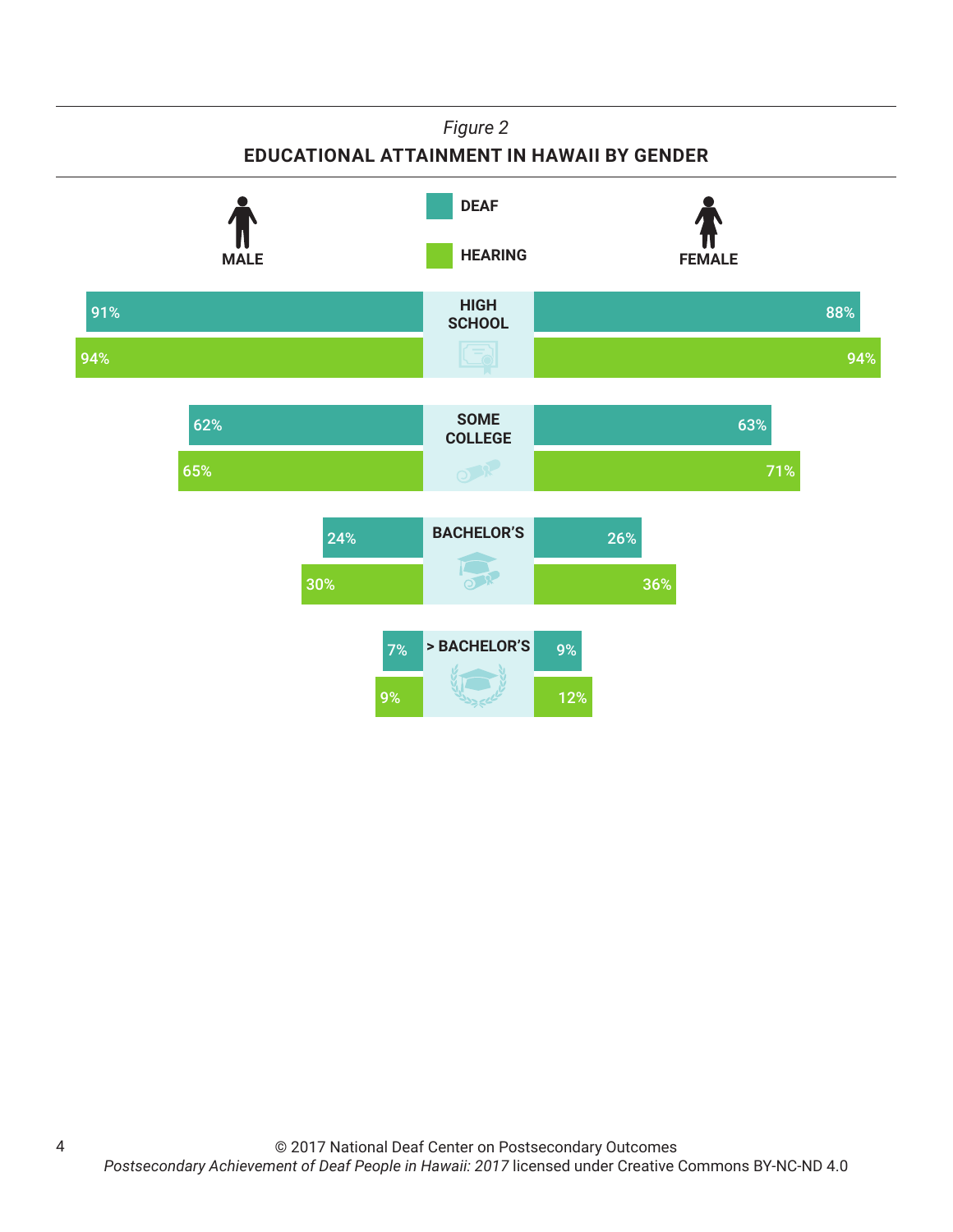*Figure 2*

**EDUCATIONAL ATTAINMENT IN HAWAII BY GENDER**

| | Male Deaf | Male Hearing | Female Deaf | Female Hearing |
|---|---|---|---|---|
| HIGH SCHOOL | 91% | 94% | 88% | 94% |
| SOME COLLEGE | 62% | 65% | 63% | 71% |
| BACHELOR'S | 24% | 30% | 26% | 36% |
| > BACHELOR'S | 7% | 9% | 9% | 12% |

© 2017 National Deaf Center on Postsecondary Outcomes
*Postsecondary Achievement of Deaf People in Hawaii: 2017* licensed under Creative Commons BY-NC-ND 4.0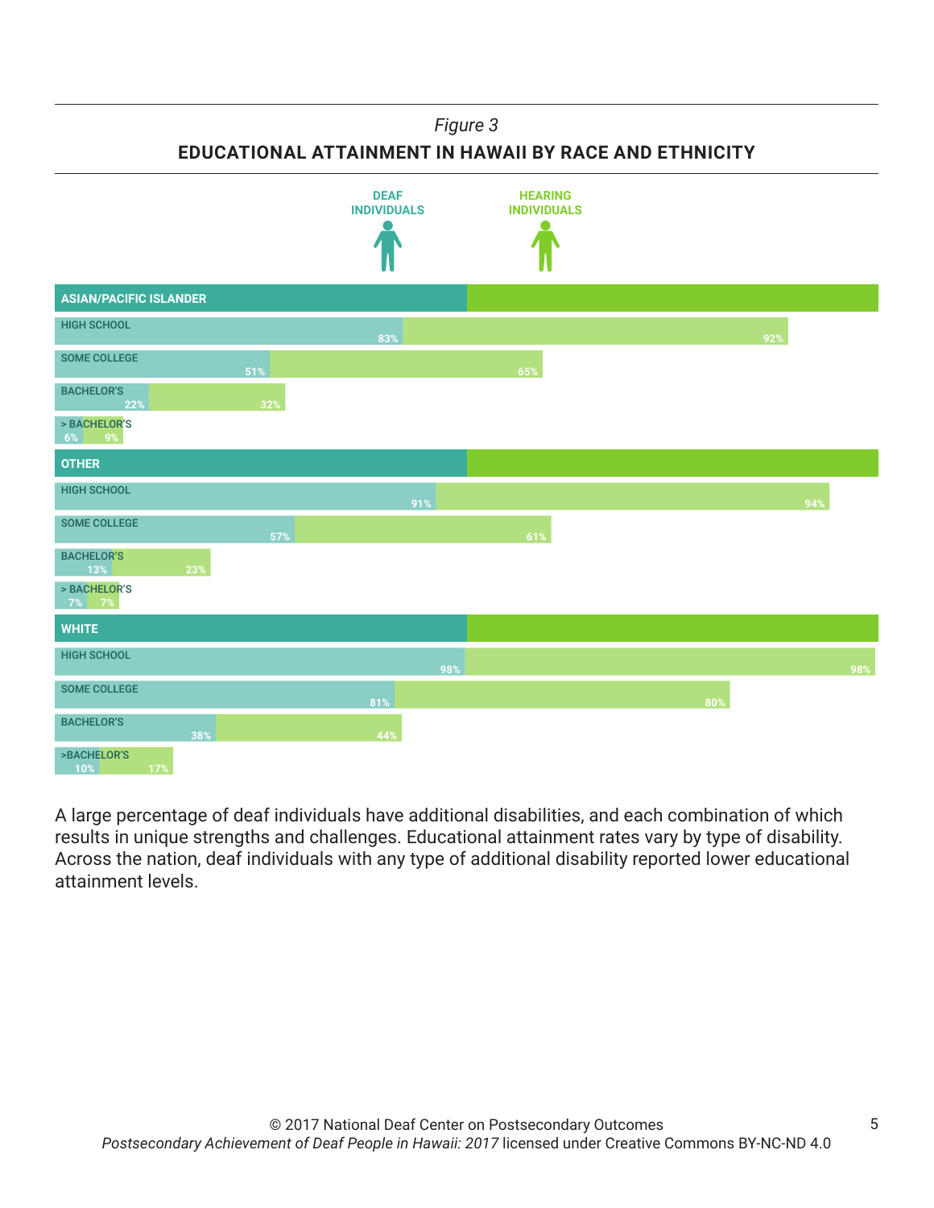*Figure 3*

**EDUCATIONAL ATTAINMENT IN HAWAII BY RACE AND ETHNICITY**

| | Deaf Individuals | Hearing Individuals |
|---|---|---|
| **ASIAN/PACIFIC ISLANDER** | | |
| High School | 83% | 92% |
| Some College | 51% | 65% |
| Bachelor's | 22% | 32% |
| > Bachelor's | 6% | 9% |
| **OTHER** | | |
| High School | 91% | 94% |
| Some College | 57% | 61% |
| Bachelor's | 13% | 23% |
| > Bachelor's | 7% | 7% |
| **WHITE** | | |
| High School | 98% | 98% |
| Some College | 81% | 80% |
| Bachelor's | 38% | 44% |
| >Bachelor's | 10% | 17% |

A large percentage of deaf individuals have additional disabilities, and each combination of which results in unique strengths and challenges. Educational attainment rates vary by type of disability. Across the nation, deaf individuals with any type of additional disability reported lower educational attainment levels.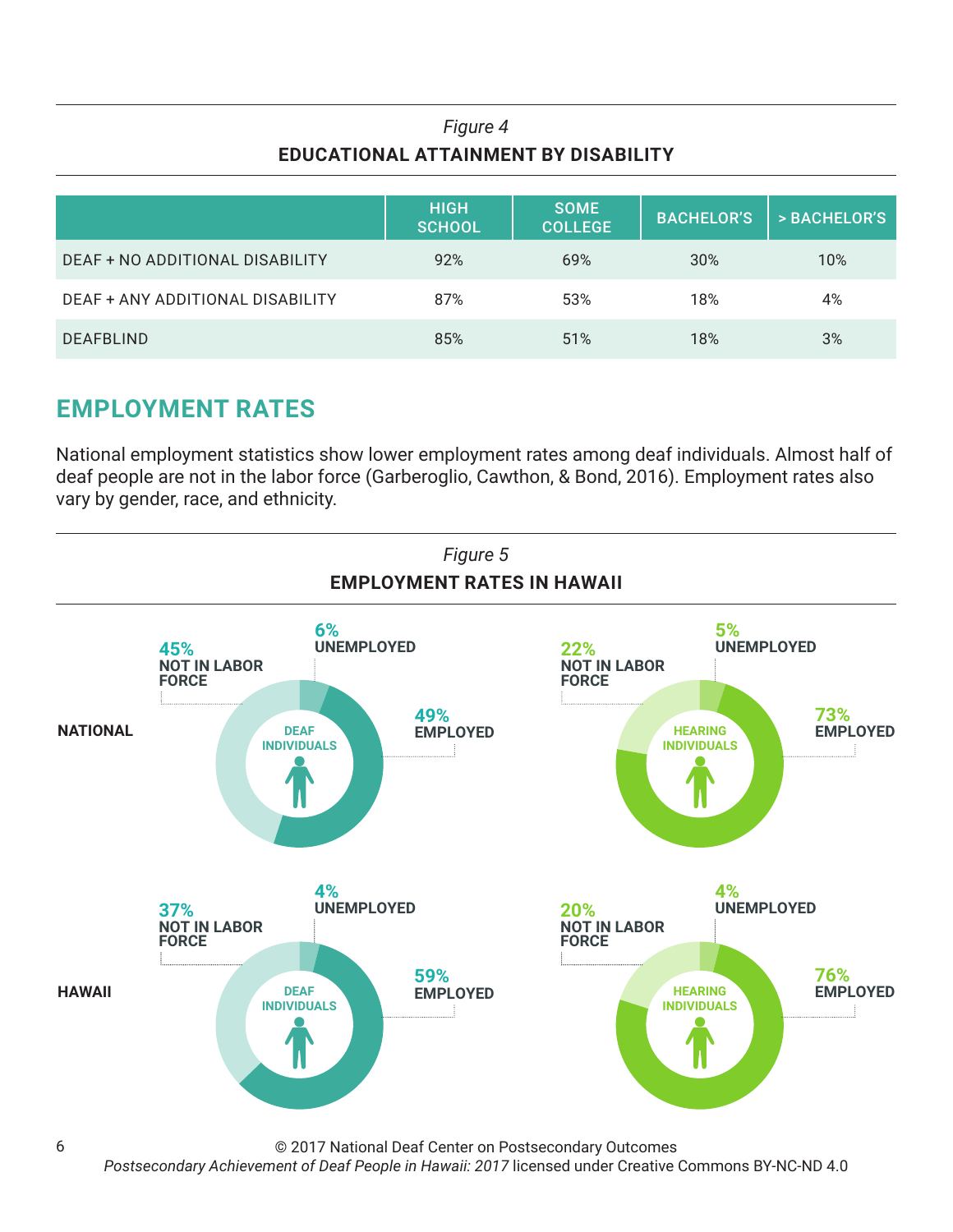*Figure 4*

**EDUCATIONAL ATTAINMENT BY DISABILITY**

| | HIGH SCHOOL | SOME COLLEGE | BACHELOR'S | > BACHELOR'S |
|---|---|---|---|---|
| DEAF + NO ADDITIONAL DISABILITY | 92% | 69% | 30% | 10% |
| DEAF + ANY ADDITIONAL DISABILITY | 87% | 53% | 18% | 4% |
| DEAFBLIND | 85% | 51% | 18% | 3% |

## EMPLOYMENT RATES

National employment statistics show lower employment rates among deaf individuals. Almost half of deaf people are not in the labor force (Garberoglio, Cawthon, & Bond, 2016). Employment rates also vary by gender, race, and ethnicity.

*Figure 5*

**EMPLOYMENT RATES IN HAWAII**

**NATIONAL**

DEAF INDIVIDUALS: 45% NOT IN LABOR FORCE; 6% UNEMPLOYED; 49% EMPLOYED

HEARING INDIVIDUALS: 22% NOT IN LABOR FORCE; 5% UNEMPLOYED; 73% EMPLOYED

**HAWAII**

DEAF INDIVIDUALS: 37% NOT IN LABOR FORCE; 4% UNEMPLOYED; 59% EMPLOYED

HEARING INDIVIDUALS: 20% NOT IN LABOR FORCE; 4% UNEMPLOYED; 76% EMPLOYED

© 2017 National Deaf Center on Postsecondary Outcomes
*Postsecondary Achievement of Deaf People in Hawaii: 2017* licensed under Creative Commons BY-NC-ND 4.0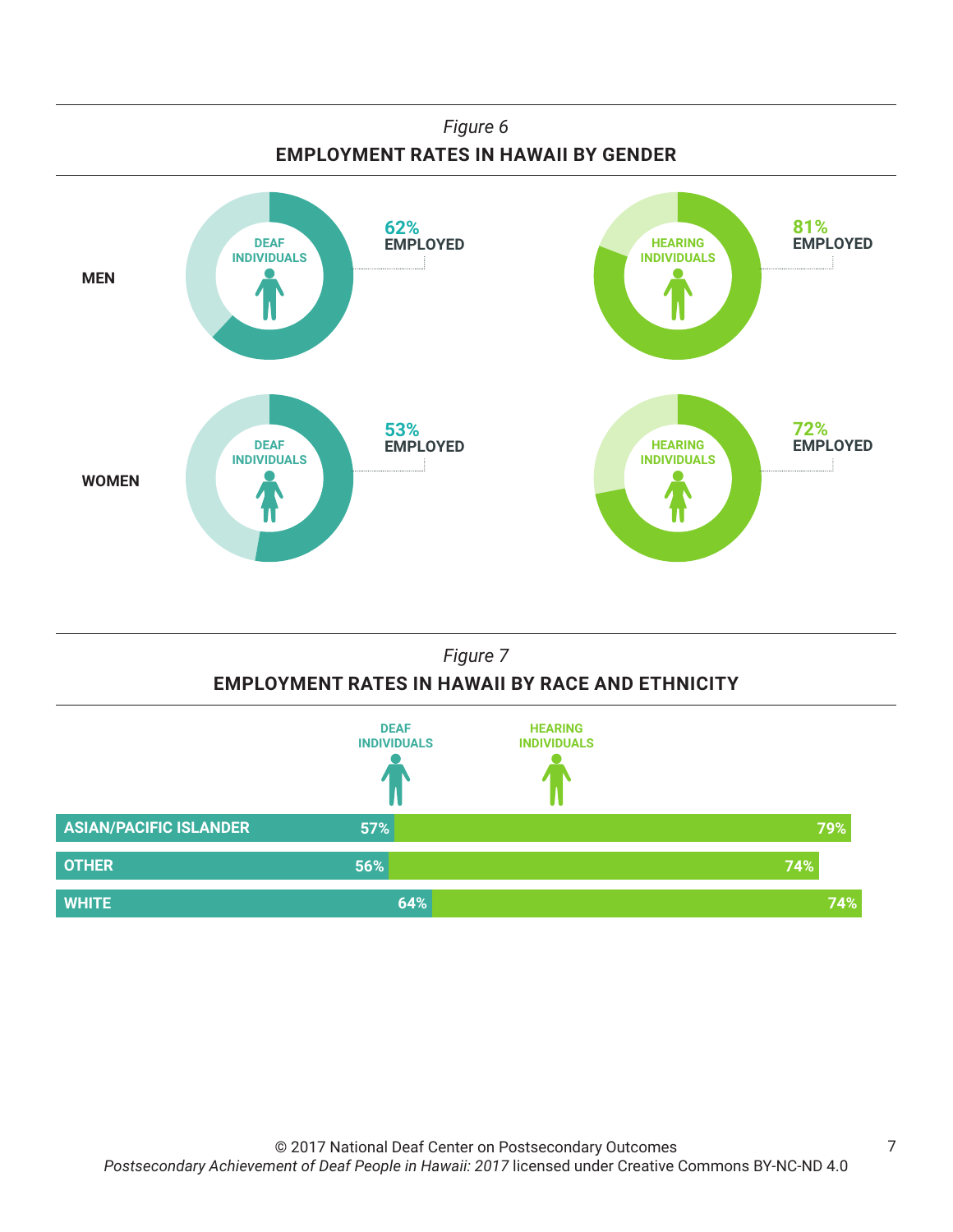*Figure 6*

**EMPLOYMENT RATES IN HAWAII BY GENDER**

| | Deaf Individuals | Hearing Individuals |
|---|---|---|
| MEN | 62% EMPLOYED | 81% EMPLOYED |
| WOMEN | 53% EMPLOYED | 72% EMPLOYED |

*Figure 7*

**EMPLOYMENT RATES IN HAWAII BY RACE AND ETHNICITY**

| | Deaf Individuals | Hearing Individuals |
|---|---|---|
| ASIAN/PACIFIC ISLANDER | 57% | 79% |
| OTHER | 56% | 74% |
| WHITE | 64% | 74% |

© 2017 National Deaf Center on Postsecondary Outcomes
*Postsecondary Achievement of Deaf People in Hawaii: 2017* licensed under Creative Commons BY-NC-ND 4.0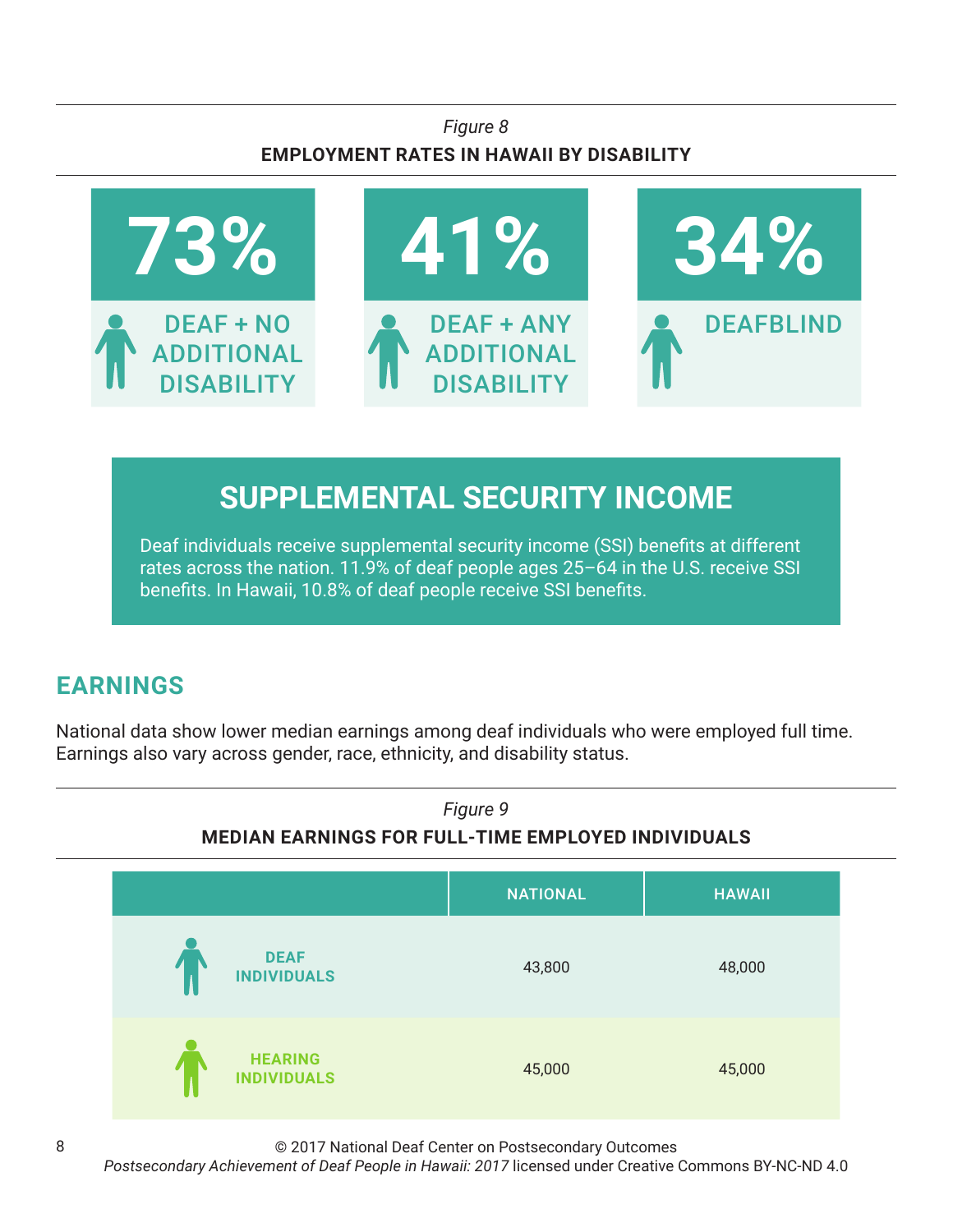*Figure 8*

**EMPLOYMENT RATES IN HAWAII BY DISABILITY**

| 73% | 41% | 34% |
|---|---|---|
| DEAF + NO ADDITIONAL DISABILITY | DEAF + ANY ADDITIONAL DISABILITY | DEAFBLIND |

## SUPPLEMENTAL SECURITY INCOME

Deaf individuals receive supplemental security income (SSI) benefits at different rates across the nation. 11.9% of deaf people ages 25–64 in the U.S. receive SSI benefits. In Hawaii, 10.8% of deaf people receive SSI benefits.

## EARNINGS

National data show lower median earnings among deaf individuals who were employed full time. Earnings also vary across gender, race, ethnicity, and disability status.

*Figure 9*

**MEDIAN EARNINGS FOR FULL-TIME EMPLOYED INDIVIDUALS**

| | NATIONAL | HAWAII |
|---|---|---|
| DEAF INDIVIDUALS | 43,800 | 48,000 |
| HEARING INDIVIDUALS | 45,000 | 45,000 |

© 2017 National Deaf Center on Postsecondary Outcomes
*Postsecondary Achievement of Deaf People in Hawaii: 2017* licensed under Creative Commons BY-NC-ND 4.0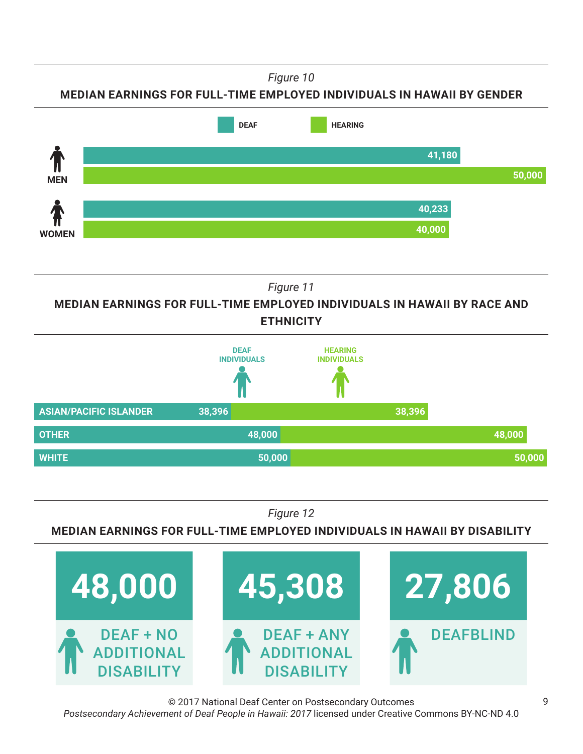*Figure 10*

**MEDIAN EARNINGS FOR FULL-TIME EMPLOYED INDIVIDUALS IN HAWAII BY GENDER**

| | DEAF | HEARING |
|---|---|---|
| MEN | 41,180 | 50,000 |
| WOMEN | 40,233 | 40,000 |

*Figure 11*

**MEDIAN EARNINGS FOR FULL-TIME EMPLOYED INDIVIDUALS IN HAWAII BY RACE AND ETHNICITY**

| | DEAF INDIVIDUALS | HEARING INDIVIDUALS |
|---|---|---|
| ASIAN/PACIFIC ISLANDER | 38,396 | 38,396 |
| OTHER | 48,000 | 48,000 |
| WHITE | 50,000 | 50,000 |

*Figure 12*

**MEDIAN EARNINGS FOR FULL-TIME EMPLOYED INDIVIDUALS IN HAWAII BY DISABILITY**

| DEAF + NO ADDITIONAL DISABILITY | DEAF + ANY ADDITIONAL DISABILITY | DEAFBLIND |
|---|---|---|
| 48,000 | 45,308 | 27,806 |

© 2017 National Deaf Center on Postsecondary Outcomes
*Postsecondary Achievement of Deaf People in Hawaii: 2017* licensed under Creative Commons BY-NC-ND 4.0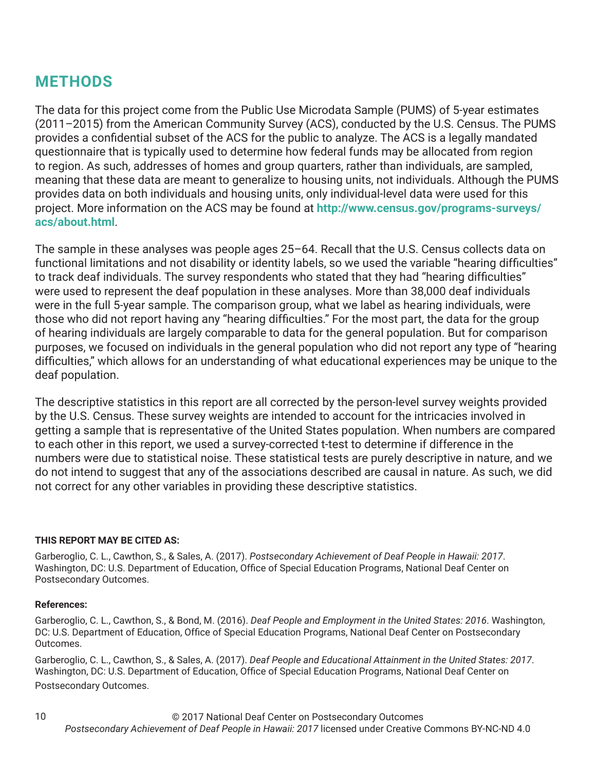## METHODS

The data for this project come from the Public Use Microdata Sample (PUMS) of 5-year estimates (2011–2015) from the American Community Survey (ACS), conducted by the U.S. Census. The PUMS provides a confidential subset of the ACS for the public to analyze. The ACS is a legally mandated questionnaire that is typically used to determine how federal funds may be allocated from region to region. As such, addresses of homes and group quarters, rather than individuals, are sampled, meaning that these data are meant to generalize to housing units, not individuals. Although the PUMS provides data on both individuals and housing units, only individual-level data were used for this project. More information on the ACS may be found at **http://www.census.gov/programs-surveys/acs/about.html**.

The sample in these analyses was people ages 25–64. Recall that the U.S. Census collects data on functional limitations and not disability or identity labels, so we used the variable "hearing difficulties" to track deaf individuals. The survey respondents who stated that they had "hearing difficulties" were used to represent the deaf population in these analyses. More than 38,000 deaf individuals were in the full 5-year sample. The comparison group, what we label as hearing individuals, were those who did not report having any "hearing difficulties." For the most part, the data for the group of hearing individuals are largely comparable to data for the general population. But for comparison purposes, we focused on individuals in the general population who did not report any type of "hearing difficulties," which allows for an understanding of what educational experiences may be unique to the deaf population.

The descriptive statistics in this report are all corrected by the person-level survey weights provided by the U.S. Census. These survey weights are intended to account for the intricacies involved in getting a sample that is representative of the United States population. When numbers are compared to each other in this report, we used a survey-corrected t-test to determine if difference in the numbers were due to statistical noise. These statistical tests are purely descriptive in nature, and we do not intend to suggest that any of the associations described are causal in nature. As such, we did not correct for any other variables in providing these descriptive statistics.

**THIS REPORT MAY BE CITED AS:**

Garberoglio, C. L., Cawthon, S., & Sales, A. (2017). *Postsecondary Achievement of Deaf People in Hawaii: 2017*. Washington, DC: U.S. Department of Education, Office of Special Education Programs, National Deaf Center on Postsecondary Outcomes.

**References:**

Garberoglio, C. L., Cawthon, S., & Bond, M. (2016). *Deaf People and Employment in the United States: 2016*. Washington, DC: U.S. Department of Education, Office of Special Education Programs, National Deaf Center on Postsecondary Outcomes.

Garberoglio, C. L., Cawthon, S., & Sales, A. (2017). *Deaf People and Educational Attainment in the United States: 2017*. Washington, DC: U.S. Department of Education, Office of Special Education Programs, National Deaf Center on Postsecondary Outcomes.

© 2017 National Deaf Center on Postsecondary Outcomes
*Postsecondary Achievement of Deaf People in Hawaii: 2017* licensed under Creative Commons BY-NC-ND 4.0